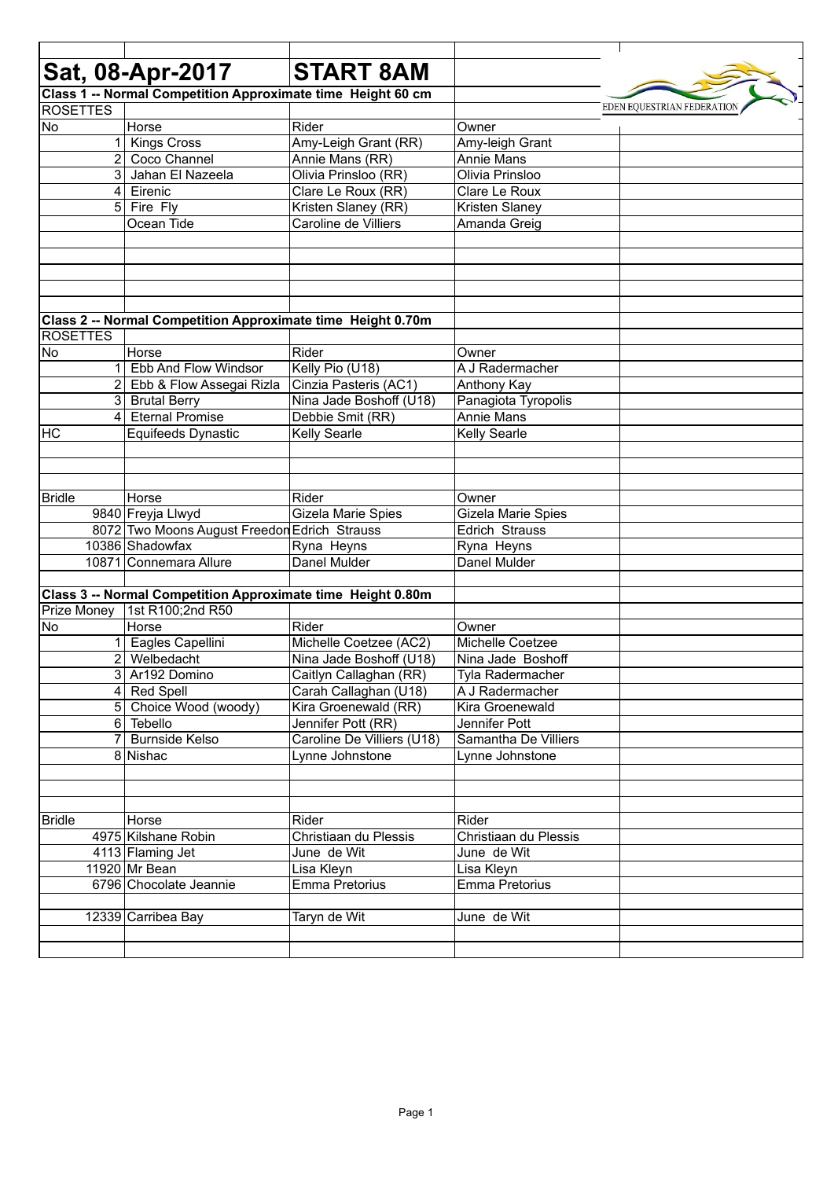# Sat, 08-Apr-2017 — START 8AM

EDEN EQUESTRIAN FEDERATION

## Class 1 -- Normal Competition Approximate time Height 60 cm

ROSETTES

| No | Horse | Rider | Owner |
|---|---|---|---|
| 1 | Kings Cross | Amy-Leigh Grant (RR) | Amy-leigh Grant |
| 2 | Coco Channel | Annie Mans (RR) | Annie Mans |
| 3 | Jahan El Nazeela | Olivia Prinsloo (RR) | Olivia Prinsloo |
| 4 | Eirenic | Clare Le Roux (RR) | Clare Le Roux |
| 5 | Fire Fly | Kristen Slaney (RR) | Kristen Slaney |
| | Ocean Tide | Caroline de Villiers | Amanda Greig |

## Class 2 -- Normal Competition Approximate time Height 0.70m

ROSETTES

| No | Horse | Rider | Owner |
|---|---|---|---|
| 1 | Ebb And Flow Windsor | Kelly Pio (U18) | A J Radermacher |
| 2 | Ebb & Flow Assegai Rizla | Cinzia Pasteris (AC1) | Anthony Kay |
| 3 | Brutal Berry | Nina Jade Boshoff (U18) | Panagiota Tyropolis |
| 4 | Eternal Promise | Debbie Smit (RR) | Annie Mans |
| HC | Equifeeds Dynastic | Kelly Searle | Kelly Searle |

| Bridle | Horse | Rider | Owner |
|---|---|---|---|
| 9840 | Freyja Llwyd | Gizela Marie Spies | Gizela Marie Spies |
| 8072 | Two Moons August Freedon | Edrich Strauss | Edrich Strauss |
| 10386 | Shadowfax | Ryna Heyns | Ryna Heyns |
| 10871 | Connemara Allure | Danel Mulder | Danel Mulder |

## Class 3 -- Normal Competition Approximate time Height 0.80m

Prize Money 1st R100;2nd R50

| No | Horse | Rider | Owner |
|---|---|---|---|
| 1 | Eagles Capellini | Michelle Coetzee (AC2) | Michelle Coetzee |
| 2 | Welbedacht | Nina Jade Boshoff (U18) | Nina Jade Boshoff |
| 3 | Ar192 Domino | Caitlyn Callaghan (RR) | Tyla Radermacher |
| 4 | Red Spell | Carah Callaghan (U18) | A J Radermacher |
| 5 | Choice Wood (woody) | Kira Groenewald (RR) | Kira Groenewald |
| 6 | Tebello | Jennifer Pott (RR) | Jennifer Pott |
| 7 | Burnside Kelso | Caroline De Villiers (U18) | Samantha De Villiers |
| 8 | Nishac | Lynne Johnstone | Lynne Johnstone |

| Bridle | Horse | Rider | Rider |
|---|---|---|---|
| 4975 | Kilshane Robin | Christiaan du Plessis | Christiaan du Plessis |
| 4113 | Flaming Jet | June de Wit | June de Wit |
| 11920 | Mr Bean | Lisa Kleyn | Lisa Kleyn |
| 6796 | Chocolate Jeannie | Emma Pretorius | Emma Pretorius |
| 12339 | Carribea Bay | Taryn de Wit | June de Wit |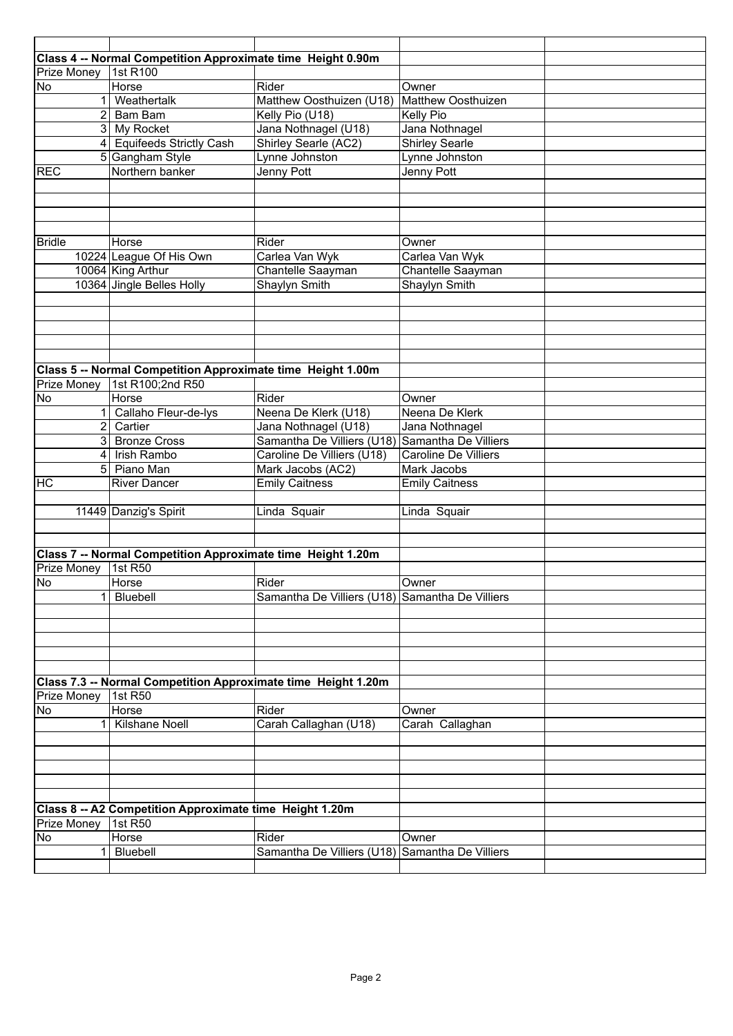| | | | | |
|---|---|---|---|---|
| **Class 4 -- Normal Competition Approximate time Height 0.90m** | | | | |
| Prize Money | 1st R100 | | | |
| No | Horse | Rider | Owner | |
| 1 | Weathertalk | Matthew Oosthuizen (U18) | Matthew Oosthuizen | |
| 2 | Bam Bam | Kelly Pio (U18) | Kelly Pio | |
| 3 | My Rocket | Jana Nothnagel (U18) | Jana Nothnagel | |
| 4 | Equifeeds Strictly Cash | Shirley Searle (AC2) | Shirley Searle | |
| 5 | Gangham Style | Lynne Johnston | Lynne Johnston | |
| REC | Northern banker | Jenny Pott | Jenny Pott | |
| Bridle | Horse | Rider | Owner | |
| 10224 | League Of His Own | Carlea Van Wyk | Carlea Van Wyk | |
| 10064 | King Arthur | Chantelle Saayman | Chantelle Saayman | |
| 10364 | Jingle Belles Holly | Shaylyn Smith | Shaylyn Smith | |
| **Class 5 -- Normal Competition Approximate time Height 1.00m** | | | | |
| Prize Money | 1st R100;2nd R50 | | | |
| No | Horse | Rider | Owner | |
| 1 | Callaho Fleur-de-lys | Neena De Klerk (U18) | Neena De Klerk | |
| 2 | Cartier | Jana Nothnagel (U18) | Jana Nothnagel | |
| 3 | Bronze Cross | Samantha De Villiers (U18) | Samantha De Villiers | |
| 4 | Irish Rambo | Caroline De Villiers (U18) | Caroline De Villiers | |
| 5 | Piano Man | Mark Jacobs (AC2) | Mark Jacobs | |
| HC | River Dancer | Emily Caitness | Emily Caitness | |
| 11449 | Danzig's Spirit | Linda Squair | Linda Squair | |
| **Class 7 -- Normal Competition Approximate time Height 1.20m** | | | | |
| Prize Money | 1st R50 | | | |
| No | Horse | Rider | Owner | |
| 1 | Bluebell | Samantha De Villiers (U18) | Samantha De Villiers | |
| **Class 7.3 -- Normal Competition Approximate time Height 1.20m** | | | | |
| Prize Money | 1st R50 | | | |
| No | Horse | Rider | Owner | |
| 1 | Kilshane Noell | Carah Callaghan (U18) | Carah Callaghan | |
| **Class 8 -- A2 Competition Approximate time Height 1.20m** | | | | |
| Prize Money | 1st R50 | | | |
| No | Horse | Rider | Owner | |
| 1 | Bluebell | Samantha De Villiers (U18) | Samantha De Villiers | |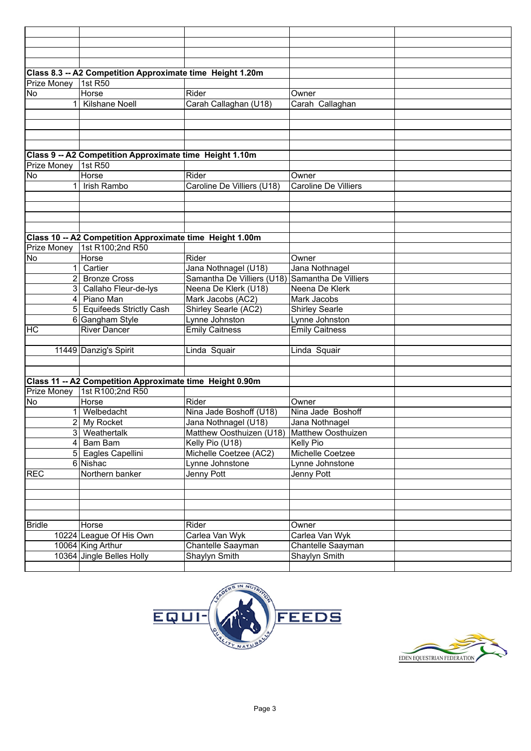### Class 8.3 -- A2 Competition Approximate time Height 1.20m

Prize Money: 1st R50

| No | Horse | Rider | Owner |
|---|---|---|---|
| 1 | Kilshane Noell | Carah Callaghan (U18) | Carah Callaghan |

### Class 9 -- A2 Competition Approximate time Height 1.10m

Prize Money: 1st R50

| No | Horse | Rider | Owner |
|---|---|---|---|
| 1 | Irish Rambo | Caroline De Villiers (U18) | Caroline De Villiers |

### Class 10 -- A2 Competition Approximate time Height 1.00m

Prize Money: 1st R100;2nd R50

| No | Horse | Rider | Owner |
|---|---|---|---|
| 1 | Cartier | Jana Nothnagel (U18) | Jana Nothnagel |
| 2 | Bronze Cross | Samantha De Villiers (U18) | Samantha De Villiers |
| 3 | Callaho Fleur-de-lys | Neena De Klerk (U18) | Neena De Klerk |
| 4 | Piano Man | Mark Jacobs (AC2) | Mark Jacobs |
| 5 | Equifeeds Strictly Cash | Shirley Searle (AC2) | Shirley Searle |
| 6 | Gangham Style | Lynne Johnston | Lynne Johnston |
| HC | River Dancer | Emily Caitness | Emily Caitness |
| | | | |
| 11449 | Danzig's Spirit | Linda Squair | Linda Squair |

### Class 11 -- A2 Competition Approximate time Height 0.90m

Prize Money: 1st R100;2nd R50

| No | Horse | Rider | Owner |
|---|---|---|---|
| 1 | Welbedacht | Nina Jade Boshoff (U18) | Nina Jade Boshoff |
| 2 | My Rocket | Jana Nothnagel (U18) | Jana Nothnagel |
| 3 | Weathertalk | Matthew Oosthuizen (U18) | Matthew Oosthuizen |
| 4 | Bam Bam | Kelly Pio (U18) | Kelly Pio |
| 5 | Eagles Capellini | Michelle Coetzee (AC2) | Michelle Coetzee |
| 6 | Nishac | Lynne Johnstone | Lynne Johnstone |
| REC | Northern banker | Jenny Pott | Jenny Pott |

| Bridle | Horse | Rider | Owner |
|---|---|---|---|
| 10224 | League Of His Own | Carlea Van Wyk | Carlea Van Wyk |
| 10064 | King Arthur | Chantelle Saayman | Chantelle Saayman |
| 10364 | Jingle Belles Holly | Shaylyn Smith | Shaylyn Smith |

EQUI-FEEDS — LEADERS IN NUTRITION — QUALITY NATURALLY

EDEN EQUESTRIAN FEDERATION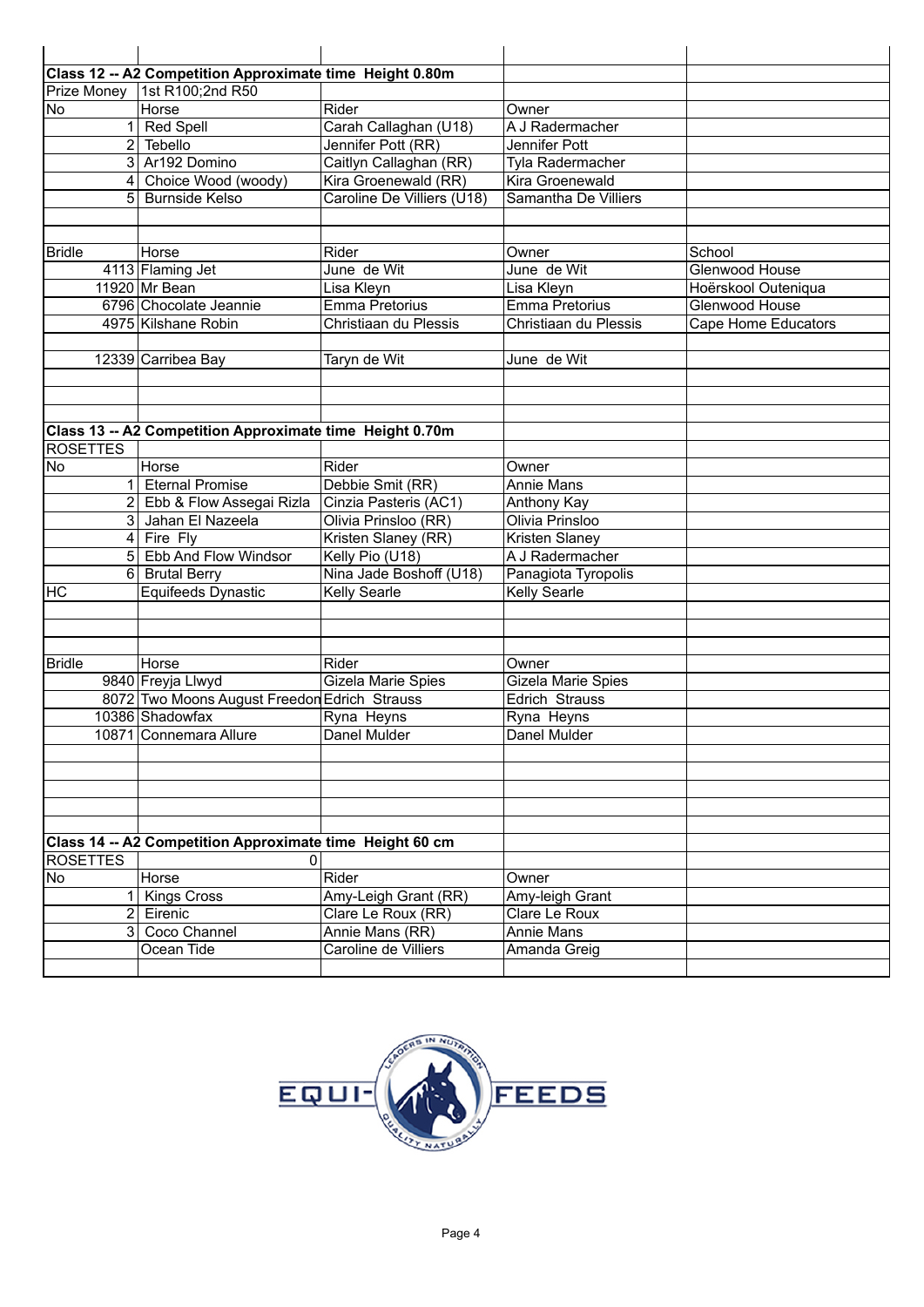## Class 12 -- A2 Competition Approximate time Height 0.80m

Prize Money: 1st R100;2nd R50

| No | Horse | Rider | Owner |
|---|---|---|---|
| 1 | Red Spell | Carah Callaghan (U18) | A J Radermacher |
| 2 | Tebello | Jennifer Pott (RR) | Jennifer Pott |
| 3 | Ar192 Domino | Caitlyn Callaghan (RR) | Tyla Radermacher |
| 4 | Choice Wood (woody) | Kira Groenewald (RR) | Kira Groenewald |
| 5 | Burnside Kelso | Caroline De Villiers (U18) | Samantha De Villiers |

| Bridle | Horse | Rider | Owner | School |
|---|---|---|---|---|
| 4113 | Flaming Jet | June de Wit | June de Wit | Glenwood House |
| 11920 | Mr Bean | Lisa Kleyn | Lisa Kleyn | Hoërskool Outeniqua |
| 6796 | Chocolate Jeannie | Emma Pretorius | Emma Pretorius | Glenwood House |
| 4975 | Kilshane Robin | Christiaan du Plessis | Christiaan du Plessis | Cape Home Educators |
| | | | | |
| 12339 | Carribea Bay | Taryn de Wit | June de Wit | |

## Class 13 -- A2 Competition Approximate time Height 0.70m

ROSETTES

| No | Horse | Rider | Owner |
|---|---|---|---|
| 1 | Eternal Promise | Debbie Smit (RR) | Annie Mans |
| 2 | Ebb & Flow Assegai Rizla | Cinzia Pasteris (AC1) | Anthony Kay |
| 3 | Jahan El Nazeela | Olivia Prinsloo (RR) | Olivia Prinsloo |
| 4 | Fire Fly | Kristen Slaney (RR) | Kristen Slaney |
| 5 | Ebb And Flow Windsor | Kelly Pio (U18) | A J Radermacher |
| 6 | Brutal Berry | Nina Jade Boshoff (U18) | Panagiota Tyropolis |
| HC | Equifeeds Dynastic | Kelly Searle | Kelly Searle |

| Bridle | Horse | Rider | Owner |
|---|---|---|---|
| 9840 | Freyja Llwyd | Gizela Marie Spies | Gizela Marie Spies |
| 8072 | Two Moons August Freedom | Edrich Strauss | Edrich Strauss |
| 10386 | Shadowfax | Ryna Heyns | Ryna Heyns |
| 10871 | Connemara Allure | Danel Mulder | Danel Mulder |

## Class 14 -- A2 Competition Approximate time Height 60 cm

ROSETTES: 0

| No | Horse | Rider | Owner |
|---|---|---|---|
| 1 | Kings Cross | Amy-Leigh Grant (RR) | Amy-leigh Grant |
| 2 | Eirenic | Clare Le Roux (RR) | Clare Le Roux |
| 3 | Coco Channel | Annie Mans (RR) | Annie Mans |
| | Ocean Tide | Caroline de Villiers | Amanda Greig |

EQUI-FEEDS — Leaders in Nutrition — Quality Naturally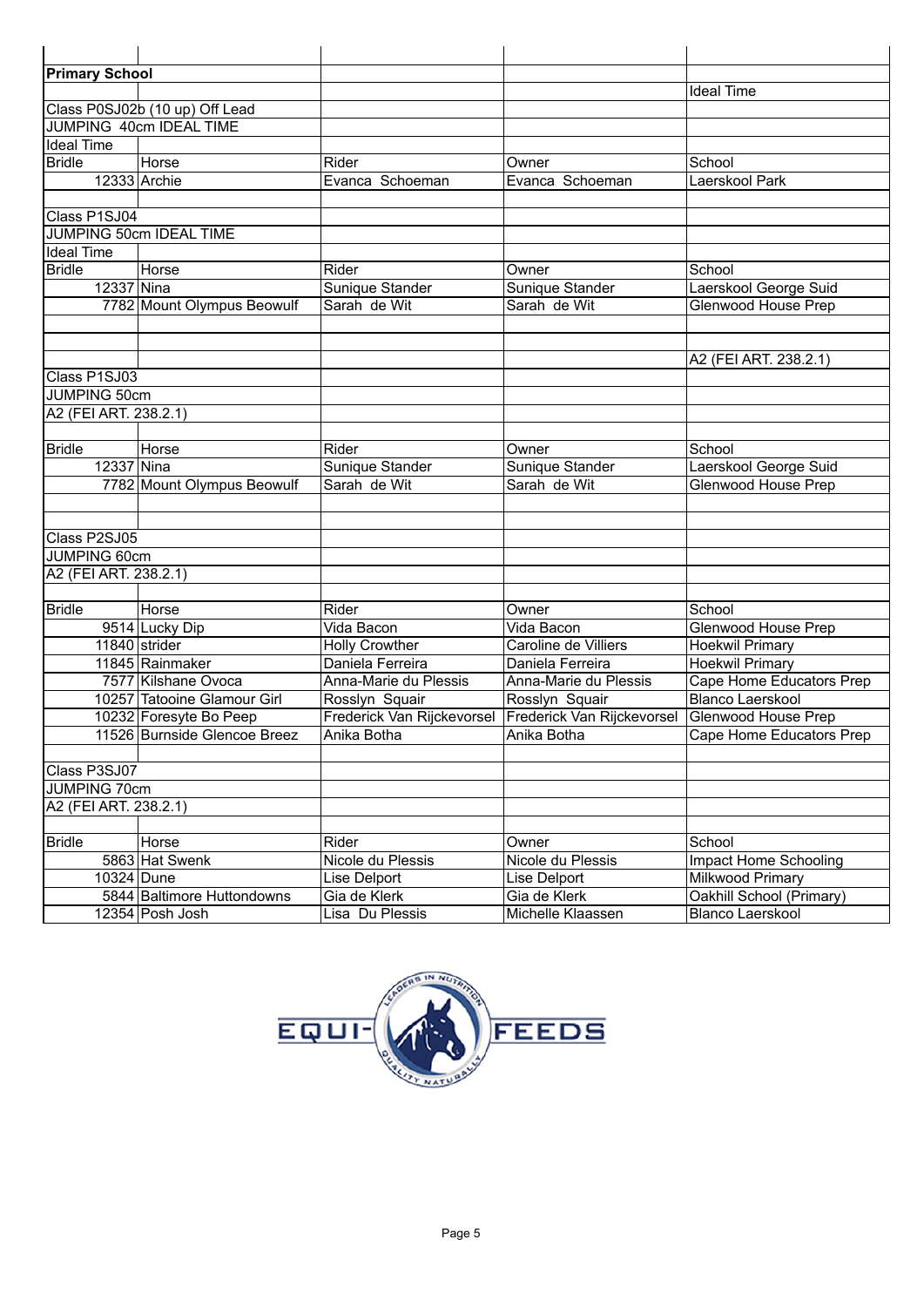## Primary School

Ideal Time

Class P0SJ02b (10 up) Off Lead
JUMPING 40cm IDEAL TIME
Ideal Time

| Bridle | Horse | Rider | Owner | School |
|---|---|---|---|---|
| 12333 | Archie | Evanca Schoeman | Evanca Schoeman | Laerskool Park |

Class P1SJ04
JUMPING 50cm IDEAL TIME
Ideal Time

| Bridle | Horse | Rider | Owner | School |
|---|---|---|---|---|
| 12337 | Nina | Sunique Stander | Sunique Stander | Laerskool George Suid |
| 7782 | Mount Olympus Beowulf | Sarah de Wit | Sarah de Wit | Glenwood House Prep |

A2 (FEI ART. 238.2.1)

Class P1SJ03
JUMPING 50cm
A2 (FEI ART. 238.2.1)

| Bridle | Horse | Rider | Owner | School |
|---|---|---|---|---|
| 12337 | Nina | Sunique Stander | Sunique Stander | Laerskool George Suid |
| 7782 | Mount Olympus Beowulf | Sarah de Wit | Sarah de Wit | Glenwood House Prep |

Class P2SJ05
JUMPING 60cm
A2 (FEI ART. 238.2.1)

| Bridle | Horse | Rider | Owner | School |
|---|---|---|---|---|
| 9514 | Lucky Dip | Vida Bacon | Vida Bacon | Glenwood House Prep |
| 11840 | strider | Holly Crowther | Caroline de Villiers | Hoekwil Primary |
| 11845 | Rainmaker | Daniela Ferreira | Daniela Ferreira | Hoekwil Primary |
| 7577 | Kilshane Ovoca | Anna-Marie du Plessis | Anna-Marie du Plessis | Cape Home Educators Prep |
| 10257 | Tatooine Glamour Girl | Rosslyn Squair | Rosslyn Squair | Blanco Laerskool |
| 10232 | Foresyte Bo Peep | Frederick Van Rijckevorsel | Frederick Van Rijckevorsel | Glenwood House Prep |
| 11526 | Burnside Glencoe Breez | Anika Botha | Anika Botha | Cape Home Educators Prep |

Class P3SJ07
JUMPING 70cm
A2 (FEI ART. 238.2.1)

| Bridle | Horse | Rider | Owner | School |
|---|---|---|---|---|
| 5863 | Hat Swenk | Nicole du Plessis | Nicole du Plessis | Impact Home Schooling |
| 10324 | Dune | Lise Delport | Lise Delport | Milkwood Primary |
| 5844 | Baltimore Huttondowns | Gia de Klerk | Gia de Klerk | Oakhill School (Primary) |
| 12354 | Posh Josh | Lisa Du Plessis | Michelle Klaassen | Blanco Laerskool |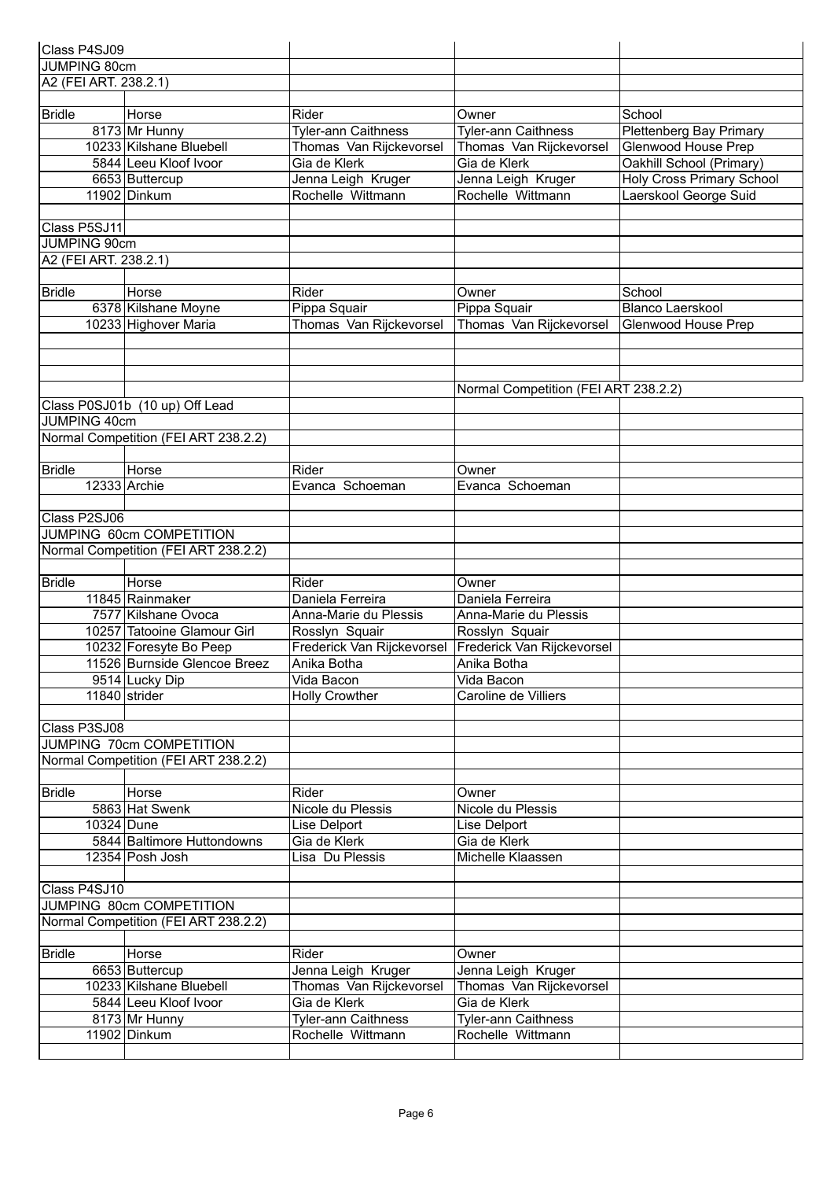Class P4SJ09
JUMPING 80cm
A2 (FEI ART. 238.2.1)

| Bridle | Horse | Rider | Owner | School |
|---|---|---|---|---|
| 8173 | Mr Hunny | Tyler-ann Caithness | Tyler-ann Caithness | Plettenberg Bay Primary |
| 10233 | Kilshane Bluebell | Thomas Van Rijckevorsel | Thomas Van Rijckevorsel | Glenwood House Prep |
| 5844 | Leeu Kloof Ivoor | Gia de Klerk | Gia de Klerk | Oakhill School (Primary) |
| 6653 | Buttercup | Jenna Leigh Kruger | Jenna Leigh Kruger | Holy Cross Primary School |
| 11902 | Dinkum | Rochelle Wittmann | Rochelle Wittmann | Laerskool George Suid |

Class P5SJ11
JUMPING 90cm
A2 (FEI ART. 238.2.1)

| Bridle | Horse | Rider | Owner | School |
|---|---|---|---|---|
| 6378 | Kilshane Moyne | Pippa Squair | Pippa Squair | Blanco Laerskool |
| 10233 | Highover Maria | Thomas Van Rijckevorsel | Thomas Van Rijckevorsel | Glenwood House Prep |

Normal Competition (FEI ART 238.2.2)

Class P0SJ01b (10 up) Off Lead
JUMPING 40cm
Normal Competition (FEI ART 238.2.2)

| Bridle | Horse | Rider | Owner |
|---|---|---|---|
| 12333 | Archie | Evanca Schoeman | Evanca Schoeman |

Class P2SJ06
JUMPING 60cm COMPETITION
Normal Competition (FEI ART 238.2.2)

| Bridle | Horse | Rider | Owner |
|---|---|---|---|
| 11845 | Rainmaker | Daniela Ferreira | Daniela Ferreira |
| 7577 | Kilshane Ovoca | Anna-Marie du Plessis | Anna-Marie du Plessis |
| 10257 | Tatooine Glamour Girl | Rosslyn Squair | Rosslyn Squair |
| 10232 | Foresyte Bo Peep | Frederick Van Rijckevorsel | Frederick Van Rijckevorsel |
| 11526 | Burnside Glencoe Breez | Anika Botha | Anika Botha |
| 9514 | Lucky Dip | Vida Bacon | Vida Bacon |
| 11840 | strider | Holly Crowther | Caroline de Villiers |

Class P3SJ08
JUMPING 70cm COMPETITION
Normal Competition (FEI ART 238.2.2)

| Bridle | Horse | Rider | Owner |
|---|---|---|---|
| 5863 | Hat Swenk | Nicole du Plessis | Nicole du Plessis |
| 10324 | Dune | Lise Delport | Lise Delport |
| 5844 | Baltimore Huttondowns | Gia de Klerk | Gia de Klerk |
| 12354 | Posh Josh | Lisa Du Plessis | Michelle Klaassen |

Class P4SJ10
JUMPING 80cm COMPETITION
Normal Competition (FEI ART 238.2.2)

| Bridle | Horse | Rider | Owner |
|---|---|---|---|
| 6653 | Buttercup | Jenna Leigh Kruger | Jenna Leigh Kruger |
| 10233 | Kilshane Bluebell | Thomas Van Rijckevorsel | Thomas Van Rijckevorsel |
| 5844 | Leeu Kloof Ivoor | Gia de Klerk | Gia de Klerk |
| 8173 | Mr Hunny | Tyler-ann Caithness | Tyler-ann Caithness |
| 11902 | Dinkum | Rochelle Wittmann | Rochelle Wittmann |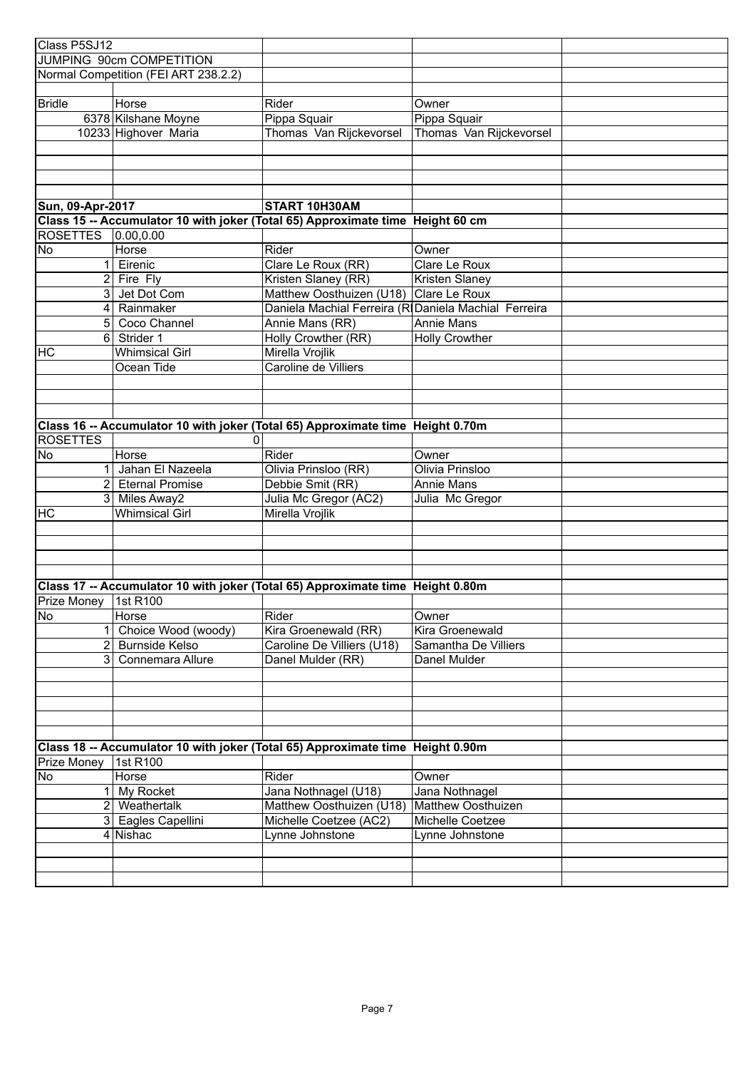Class P5SJ12

JUMPING 90cm COMPETITION

Normal Competition (FEI ART 238.2.2)

| Bridle | Horse | Rider | Owner |
|---|---|---|---|
| 6378 | Kilshane Moyne | Pippa Squair | Pippa Squair |
| 10233 | Highover Maria | Thomas Van Rijckevorsel | Thomas Van Rijckevorsel |

**Sun, 09-Apr-2017** **START 10H30AM**

**Class 15 -- Accumulator 10 with joker (Total 65) Approximate time Height 60 cm**

ROSETTES 0.00,0.00

| No | Horse | Rider | Owner |
|---|---|---|---|
| 1 | Eirenic | Clare Le Roux (RR) | Clare Le Roux |
| 2 | Fire Fly | Kristen Slaney (RR) | Kristen Slaney |
| 3 | Jet Dot Com | Matthew Oosthuizen (U18) | Clare Le Roux |
| 4 | Rainmaker | Daniela Machial Ferreira (R | Daniela Machial Ferreira |
| 5 | Coco Channel | Annie Mans (RR) | Annie Mans |
| 6 | Strider 1 | Holly Crowther (RR) | Holly Crowther |
| HC | Whimsical Girl | Mirella Vrojlik | |
| | Ocean Tide | Caroline de Villiers | |

**Class 16 -- Accumulator 10 with joker (Total 65) Approximate time Height 0.70m**

ROSETTES 0

| No | Horse | Rider | Owner |
|---|---|---|---|
| 1 | Jahan El Nazeela | Olivia Prinsloo (RR) | Olivia Prinsloo |
| 2 | Eternal Promise | Debbie Smit (RR) | Annie Mans |
| 3 | Miles Away2 | Julia Mc Gregor (AC2) | Julia Mc Gregor |
| HC | Whimsical Girl | Mirella Vrojlik | |

**Class 17 -- Accumulator 10 with joker (Total 65) Approximate time Height 0.80m**

Prize Money 1st R100

| No | Horse | Rider | Owner |
|---|---|---|---|
| 1 | Choice Wood (woody) | Kira Groenewald (RR) | Kira Groenewald |
| 2 | Burnside Kelso | Caroline De Villiers (U18) | Samantha De Villiers |
| 3 | Connemara Allure | Danel Mulder (RR) | Danel Mulder |

**Class 18 -- Accumulator 10 with joker (Total 65) Approximate time Height 0.90m**

Prize Money 1st R100

| No | Horse | Rider | Owner |
|---|---|---|---|
| 1 | My Rocket | Jana Nothnagel (U18) | Jana Nothnagel |
| 2 | Weathertalk | Matthew Oosthuizen (U18) | Matthew Oosthuizen |
| 3 | Eagles Capellini | Michelle Coetzee (AC2) | Michelle Coetzee |
| 4 | Nishac | Lynne Johnstone | Lynne Johnstone |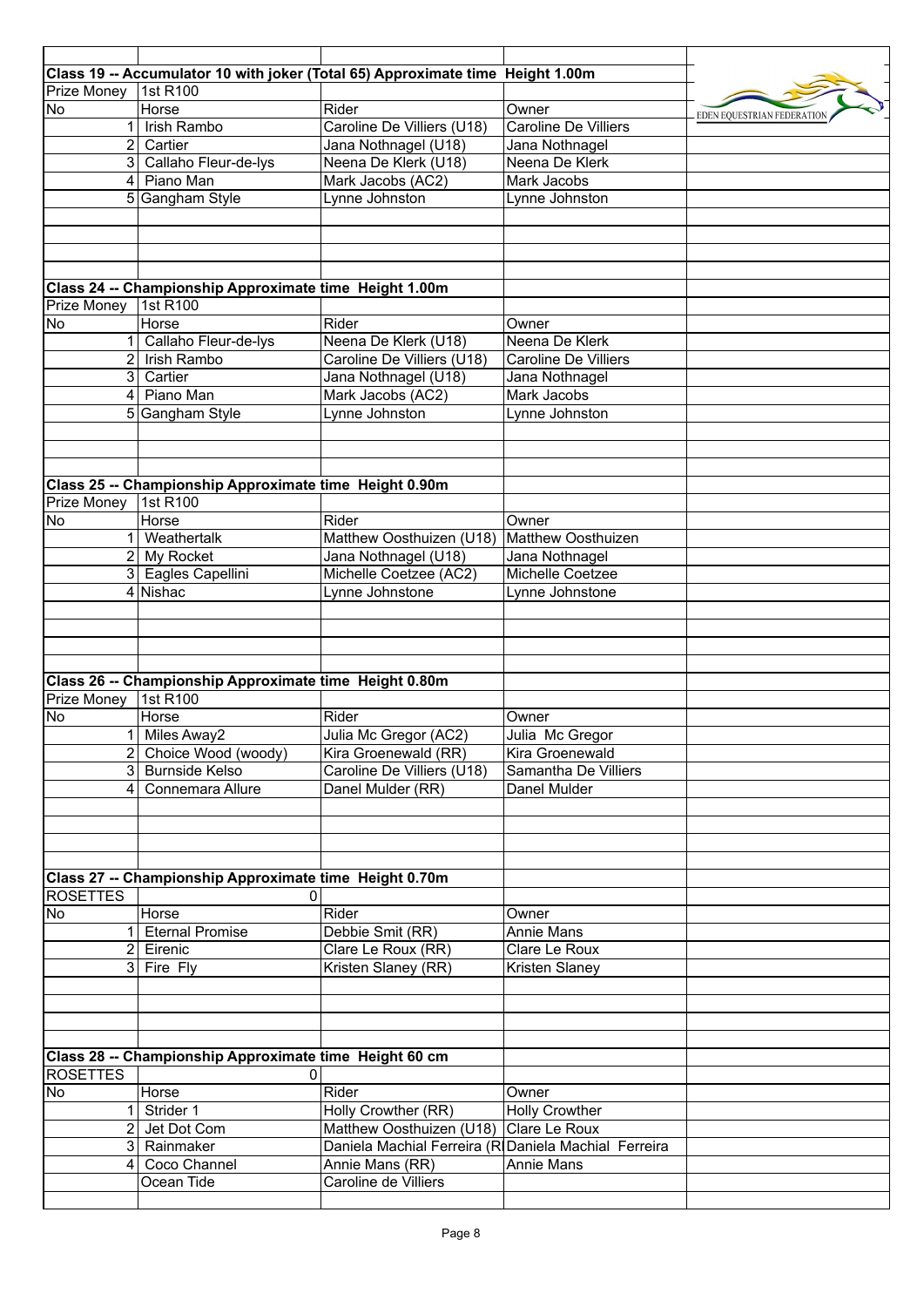**Class 19 -- Accumulator 10 with joker (Total 65) Approximate time Height 1.00m**

Prize Money 1st R100

| No | Horse | Rider | Owner |
|---|---|---|---|
| 1 | Irish Rambo | Caroline De Villiers (U18) | Caroline De Villiers |
| 2 | Cartier | Jana Nothnagel (U18) | Jana Nothnagel |
| 3 | Callaho Fleur-de-lys | Neena De Klerk (U18) | Neena De Klerk |
| 4 | Piano Man | Mark Jacobs (AC2) | Mark Jacobs |
| 5 | Gangham Style | Lynne Johnston | Lynne Johnston |

**Class 24 -- Championship Approximate time Height 1.00m**

Prize Money 1st R100

| No | Horse | Rider | Owner |
|---|---|---|---|
| 1 | Callaho Fleur-de-lys | Neena De Klerk (U18) | Neena De Klerk |
| 2 | Irish Rambo | Caroline De Villiers (U18) | Caroline De Villiers |
| 3 | Cartier | Jana Nothnagel (U18) | Jana Nothnagel |
| 4 | Piano Man | Mark Jacobs (AC2) | Mark Jacobs |
| 5 | Gangham Style | Lynne Johnston | Lynne Johnston |

**Class 25 -- Championship Approximate time Height 0.90m**

Prize Money 1st R100

| No | Horse | Rider | Owner |
|---|---|---|---|
| 1 | Weathertalk | Matthew Oosthuizen (U18) | Matthew Oosthuizen |
| 2 | My Rocket | Jana Nothnagel (U18) | Jana Nothnagel |
| 3 | Eagles Capellini | Michelle Coetzee (AC2) | Michelle Coetzee |
| 4 | Nishac | Lynne Johnstone | Lynne Johnstone |

**Class 26 -- Championship Approximate time Height 0.80m**

Prize Money 1st R100

| No | Horse | Rider | Owner |
|---|---|---|---|
| 1 | Miles Away2 | Julia Mc Gregor (AC2) | Julia Mc Gregor |
| 2 | Choice Wood (woody) | Kira Groenewald (RR) | Kira Groenewald |
| 3 | Burnside Kelso | Caroline De Villiers (U18) | Samantha De Villiers |
| 4 | Connemara Allure | Danel Mulder (RR) | Danel Mulder |

**Class 27 -- Championship Approximate time Height 0.70m**

ROSETTES 0

| No | Horse | Rider | Owner |
|---|---|---|---|
| 1 | Eternal Promise | Debbie Smit (RR) | Annie Mans |
| 2 | Eirenic | Clare Le Roux (RR) | Clare Le Roux |
| 3 | Fire Fly | Kristen Slaney (RR) | Kristen Slaney |

**Class 28 -- Championship Approximate time Height 60 cm**

ROSETTES 0

| No | Horse | Rider | Owner |
|---|---|---|---|
| 1 | Strider 1 | Holly Crowther (RR) | Holly Crowther |
| 2 | Jet Dot Com | Matthew Oosthuizen (U18) | Clare Le Roux |
| 3 | Rainmaker | Daniela Machial Ferreira (R | Daniela Machial Ferreira |
| 4 | Coco Channel | Annie Mans (RR) | Annie Mans |
| | Ocean Tide | Caroline de Villiers | |